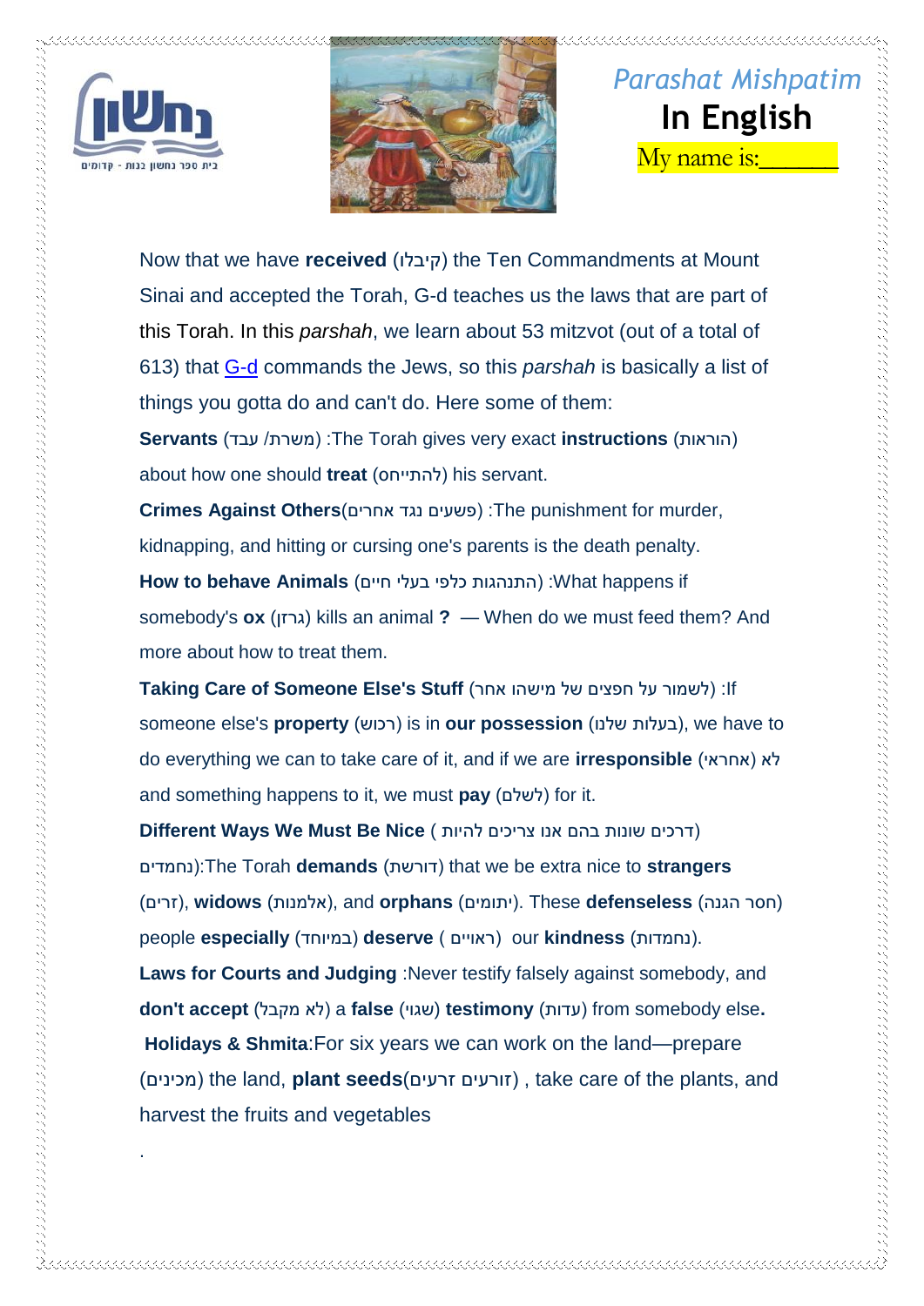*Parashat Mishpatim*

**In English**

My name is:______

Now that we have **received** (קיבלו) the Ten Commandments at Mount Sinai and accepted the Torah, G-d teaches us the laws that are part of this Torah. In this *parshah*, we learn about 53 mitzvot (out of a total of 613) that G-d commands the Jews, so this *parshah* is basically a list of things you gotta do and can't do. Here some of them:

**Servants** (משרת/ עבד) :The Torah gives very exact **instructions** (הוראות) about how one should **treat** (להתייחס) his servant.

**Crimes Against Others**(פשעים נגד אחרים) :The punishment for murder, kidnapping, and hitting or cursing one's parents is the death penalty.

**How to behave Animals** (התנהגות כלפי בעלי חיים) :What happens if somebody's **ox** (גרזן) kills an animal **?** — When do we must feed them? And more about how to treat them.

**Taking Care of Someone Else's Stuff** (לשמור על חפצים של מישהו אחר) :If someone else's **property** (רכוש) is in **our possession** (בעלות שלנו), we have to do everything we can to take care of it, and if we are **irresponsible** (לא אחראי) and something happens to it, we must **pay** (לשלם) for it.

**Different Ways We Must Be Nice** ( דרכים שונות בהם אנו צריכים להיות נחמדים):The Torah **demands** (דורשת) that we be extra nice to **strangers** (זרים), **widows** (אלמנות), and **orphans** (יתומים). These **defenseless** (חסר הגנה) people **especially** (במיוחד) **deserve** ( ראויים) our **kindness** (נחמדות).

**Laws for Courts and Judging** :Never testify falsely against somebody, and **don't accept** (לא מקבל) a **false** (שגוי) **testimony** (עדות) from somebody else**.**

**Holidays & Shmita**:For six years we can work on the land—prepare (מכינים) the land, **plant seeds**(זורעים זרעים) , take care of the plants, and harvest the fruits and vegetables

.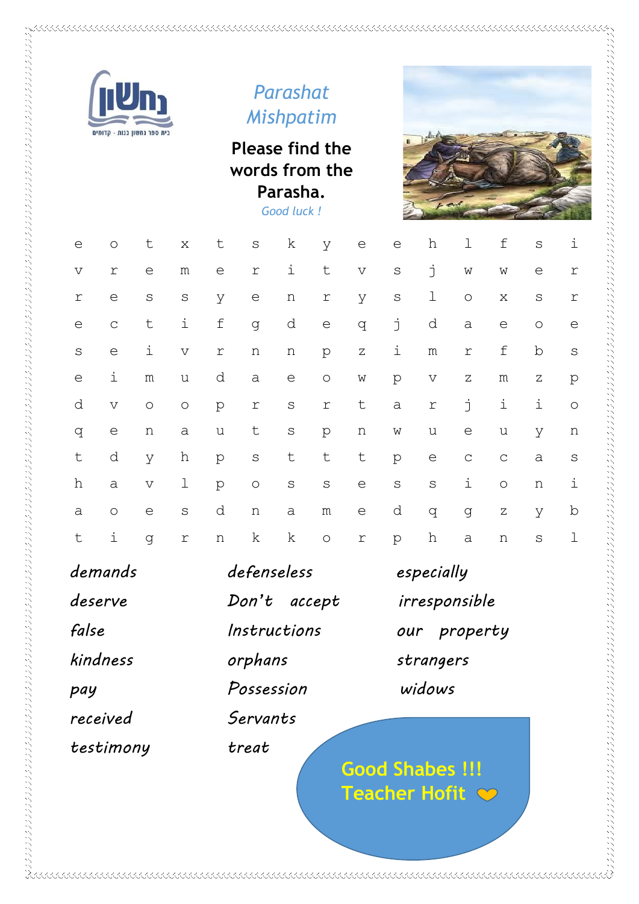## Parashat Mishpatim

**Please find the words from the Parasha.**

*Good luck !*

| | | | | | | | | | | | | | | |
|---|---|---|---|---|---|---|---|---|---|---|---|---|---|---|
| e | o | t | x | t | s | k | y | e | e | h | l | f | s | i |
| v | r | e | m | e | r | i | t | v | s | j | w | w | e | r |
| r | e | s | s | y | e | n | r | y | s | l | o | x | s | r |
| e | c | t | i | f | g | d | e | q | j | d | a | e | o | e |
| s | e | i | v | r | n | n | p | z | i | m | r | f | b | s |
| e | i | m | u | d | a | e | o | w | p | v | z | m | z | p |
| d | v | o | o | p | r | s | r | t | a | r | j | i | i | o |
| q | e | n | a | u | t | s | p | n | w | u | e | u | y | n |
| t | d | y | h | p | s | t | t | t | p | e | c | c | a | s |
| h | a | v | l | p | o | s | s | e | s | s | i | o | n | i |
| a | o | e | s | d | n | a | m | e | d | q | g | z | y | b |
| t | i | g | r | n | k | k | o | r | p | h | a | n | s | l |

| | | |
|---|---|---|
| demands | defenseless | especially |
| deserve | Don't accept | irresponsible |
| false | Instructions | our property |
| kindness | orphans | strangers |
| pay | Possession | widows |
| received | Servants | |
| testimony | treat | |

**Good Shabes !!!**
**Teacher Hofit**